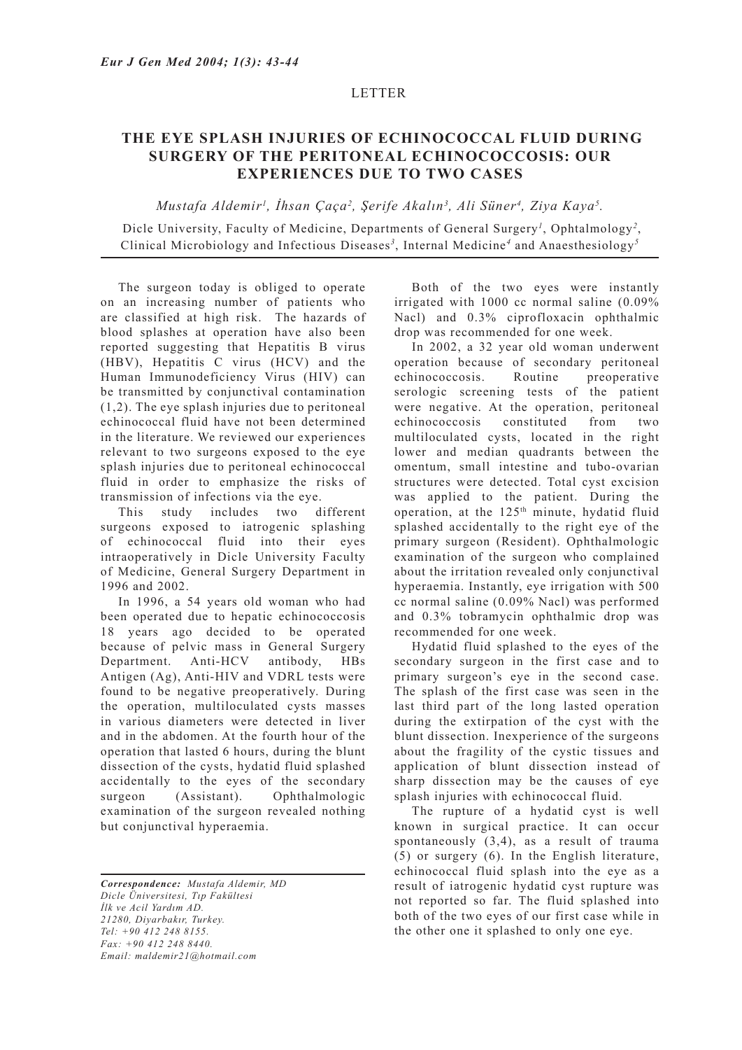LETTER

# THE EYE SPLASH INJURIES OF ECHINOCOCCAL FLUID DURING SURGERY OF THE PERITONEAL ECHINOCOCCOSIS: OUR EXPERIENCES DUE TO TWO CASES

*Mustafa Aldemir[1], İhsan Çaça[2], Şerife Akalın[3], Ali Süner[4], Ziya Kaya[5].*

Dicle University, Faculty of Medicine, Departments of General Surgery[1], Ophtalmology[2], Clinical Microbiology and Infectious Diseases[3], Internal Medicine[4] and Anaesthesiology[5]

The surgeon today is obliged to operate on an increasing number of patients who are classified at high risk. The hazards of blood splashes at operation have also been reported suggesting that Hepatitis B virus (HBV), Hepatitis C virus (HCV) and the Human Immunodeficiency Virus (HIV) can be transmitted by conjunctival contamination (1,2). The eye splash injuries due to peritoneal echinococcal fluid have not been determined in the literature. We reviewed our experiences relevant to two surgeons exposed to the eye splash injuries due to peritoneal echinococcal fluid in order to emphasize the risks of transmission of infections via the eye.

This study includes two different surgeons exposed to iatrogenic splashing of echinococcal fluid into their eyes intraoperatively in Dicle University Faculty of Medicine, General Surgery Department in 1996 and 2002.

In 1996, a 54 years old woman who had been operated due to hepatic echinococcosis 18 years ago decided to be operated because of pelvic mass in General Surgery Department. Anti-HCV antibody, HBs Antigen (Ag), Anti-HIV and VDRL tests were found to be negative preoperatively. During the operation, multiloculated cysts masses in various diameters were detected in liver and in the abdomen. At the fourth hour of the operation that lasted 6 hours, during the blunt dissection of the cysts, hydatid fluid splashed accidentally to the eyes of the secondary surgeon (Assistant). Ophthalmologic examination of the surgeon revealed nothing but conjunctival hyperaemia.

Both of the two eyes were instantly irrigated with 1000 cc normal saline (0.09% Nacl) and 0.3% ciprofloxacin ophthalmic drop was recommended for one week.

In 2002, a 32 year old woman underwent operation because of secondary peritoneal echinococcosis. Routine preoperative serologic screening tests of the patient were negative. At the operation, peritoneal echinococcosis constituted from two multiloculated cysts, located in the right lower and median quadrants between the omentum, small intestine and tubo-ovarian structures were detected. Total cyst excision was applied to the patient. During the operation, at the 125$^{th}$ minute, hydatid fluid splashed accidentally to the right eye of the primary surgeon (Resident). Ophthalmologic examination of the surgeon who complained about the irritation revealed only conjunctival hyperaemia. Instantly, eye irrigation with 500 cc normal saline (0.09% Nacl) was performed and 0.3% tobramycin ophthalmic drop was recommended for one week.

Hydatid fluid splashed to the eyes of the secondary surgeon in the first case and to primary surgeon's eye in the second case. The splash of the first case was seen in the last third part of the long lasted operation during the extirpation of the cyst with the blunt dissection. Inexperience of the surgeons about the fragility of the cystic tissues and application of blunt dissection instead of sharp dissection may be the causes of eye splash injuries with echinococcal fluid.

The rupture of a hydatid cyst is well known in surgical practice. It can occur spontaneously (3,4), as a result of trauma (5) or surgery (6). In the English literature, echinococcal fluid splash into the eye as a result of iatrogenic hydatid cyst rupture was not reported so far. The fluid splashed into both of the two eyes of our first case while in the other one it splashed to only one eye.

---

***Correspondence:*** *Mustafa Aldemir, MD*
*Dicle Üniversitesi, Tıp Fakültesi*
*İlk ve Acil Yardım AD.*
*21280, Diyarbakır, Turkey.*
*Tel: +90 412 248 8155.*
*Fax: +90 412 248 8440.*
*Email: maldemir21@hotmail.com*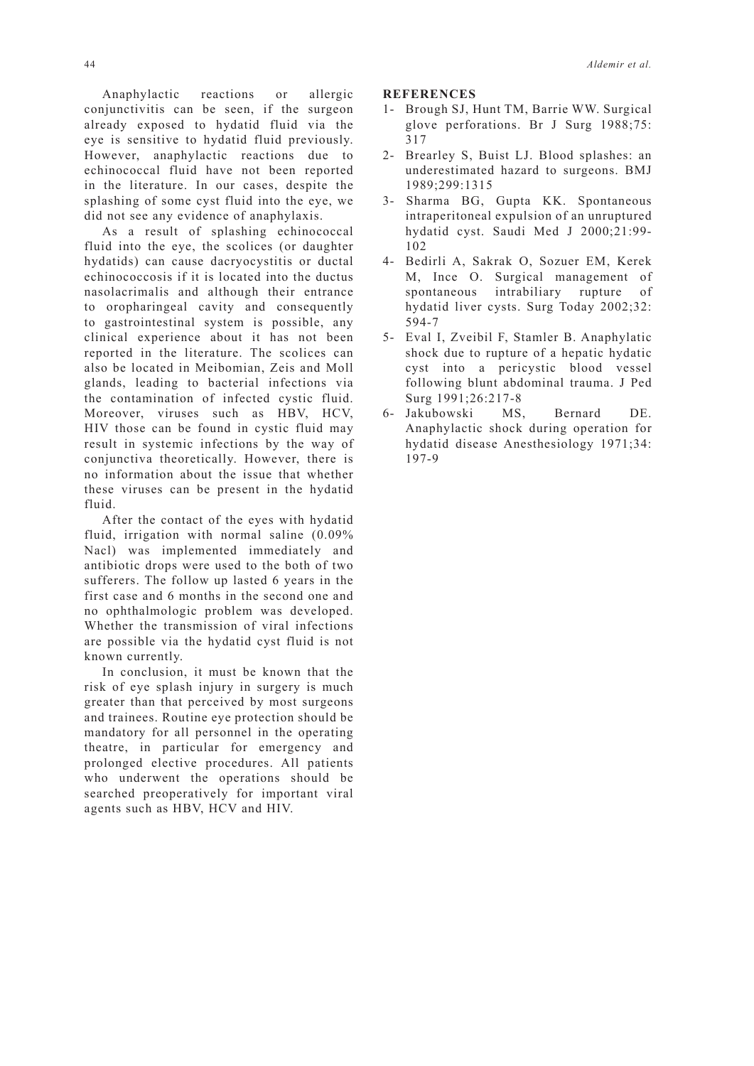Anaphylactic reactions or allergic conjunctivitis can be seen, if the surgeon already exposed to hydatid fluid via the eye is sensitive to hydatid fluid previously. However, anaphylactic reactions due to echinococcal fluid have not been reported in the literature. In our cases, despite the splashing of some cyst fluid into the eye, we did not see any evidence of anaphylaxis.

As a result of splashing echinococcal fluid into the eye, the scolices (or daughter hydatids) can cause dacryocystitis or ductal echinococcosis if it is located into the ductus nasolacrimalis and although their entrance to oropharingeal cavity and consequently to gastrointestinal system is possible, any clinical experience about it has not been reported in the literature. The scolices can also be located in Meibomian, Zeis and Moll glands, leading to bacterial infections via the contamination of infected cystic fluid. Moreover, viruses such as HBV, HCV, HIV those can be found in cystic fluid may result in systemic infections by the way of conjunctiva theoretically. However, there is no information about the issue that whether these viruses can be present in the hydatid fluid.

After the contact of the eyes with hydatid fluid, irrigation with normal saline (0.09% Nacl) was implemented immediately and antibiotic drops were used to the both of two sufferers. The follow up lasted 6 years in the first case and 6 months in the second one and no ophthalmologic problem was developed. Whether the transmission of viral infections are possible via the hydatid cyst fluid is not known currently.

In conclusion, it must be known that the risk of eye splash injury in surgery is much greater than that perceived by most surgeons and trainees. Routine eye protection should be mandatory for all personnel in the operating theatre, in particular for emergency and prolonged elective procedures. All patients who underwent the operations should be searched preoperatively for important viral agents such as HBV, HCV and HIV.

**REFERENCES**

1- Brough SJ, Hunt TM, Barrie WW. Surgical glove perforations. Br J Surg 1988;75: 317

2- Brearley S, Buist LJ. Blood splashes: an underestimated hazard to surgeons. BMJ 1989;299:1315

3- Sharma BG, Gupta KK. Spontaneous intraperitoneal expulsion of an unruptured hydatid cyst. Saudi Med J 2000;21:99-102

4- Bedirli A, Sakrak O, Sozuer EM, Kerek M, Ince O. Surgical management of spontaneous intrabiliary rupture of hydatid liver cysts. Surg Today 2002;32: 594-7

5- Eval I, Zveibil F, Stamler B. Anaphylatic shock due to rupture of a hepatic hydatic cyst into a pericystic blood vessel following blunt abdominal trauma. J Ped Surg 1991;26:217-8

6- Jakubowski MS, Bernard DE. Anaphylactic shock during operation for hydatid disease Anesthesiology 1971;34: 197-9